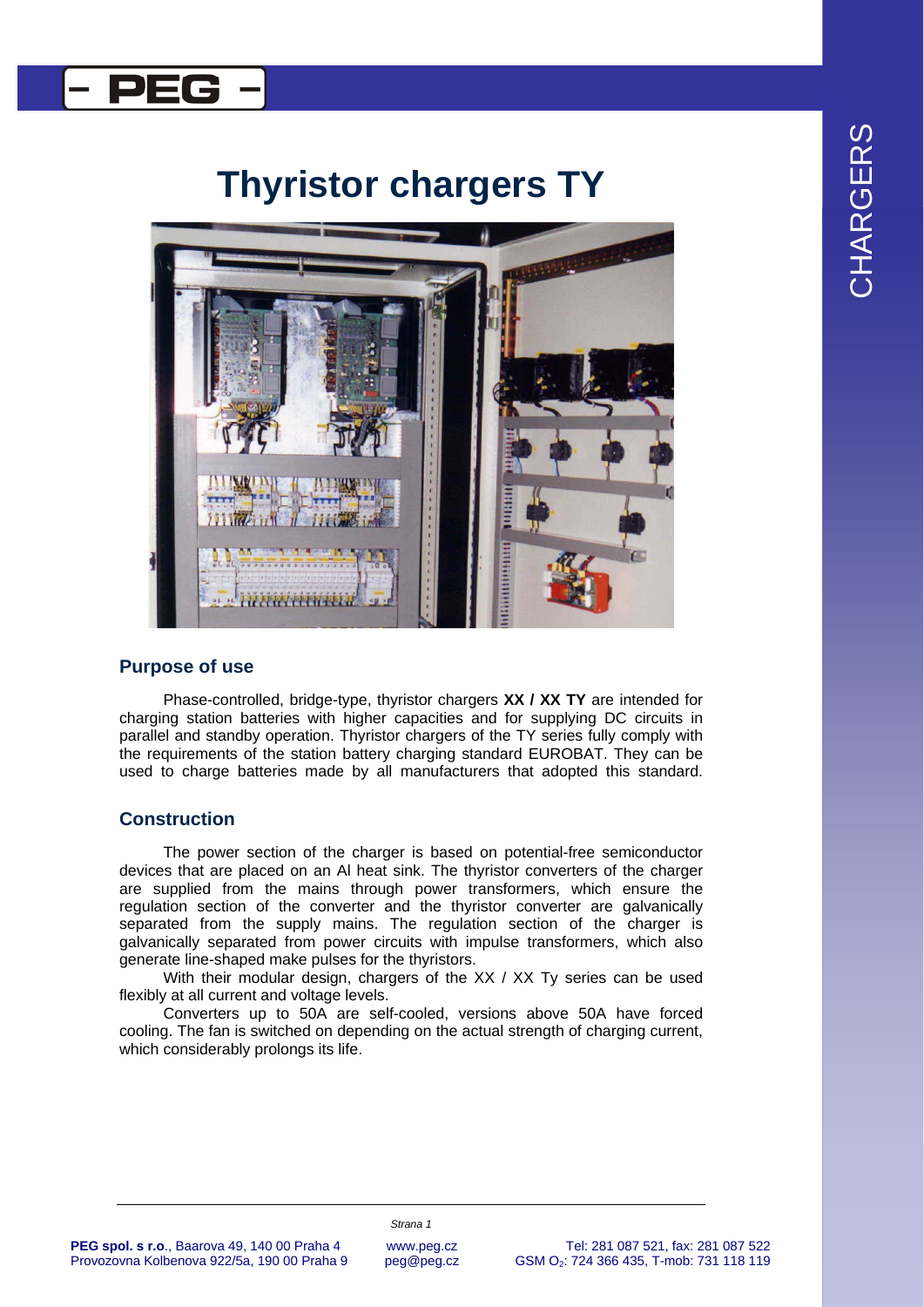# Thyristor chargers TY

## Purpose of use

Phase-controlled, bridge-type, thyristor chargers **XX / XX TY** are intended for charging station batteries with higher capacities and for supplying DC circuits in parallel and standby operation. Thyristor chargers of the TY series fully comply with the requirements of the station battery charging standard EUROBAT. They can be used to charge batteries made by all manufacturers that adopted this standard.

## Construction

The power section of the charger is based on potential-free semiconductor devices that are placed on an Al heat sink. The thyristor converters of the charger are supplied from the mains through power transformers, which ensure the regulation section of the converter and the thyristor converter are galvanically separated from the supply mains. The regulation section of the charger is galvanically separated from power circuits with impulse transformers, which also generate line-shaped make pulses for the thyristors.

With their modular design, chargers of the XX / XX Ty series can be used flexibly at all current and voltage levels.

Converters up to 50A are self-cooled, versions above 50A have forced cooling. The fan is switched on depending on the actual strength of charging current, which considerably prolongs its life.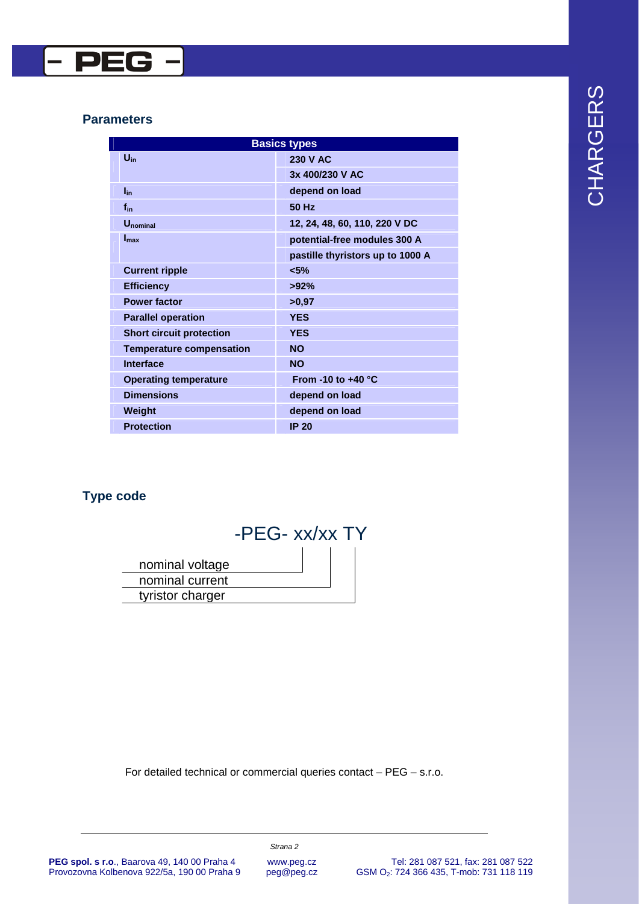## Parameters

| Basics types | |
|---|---|
| $U_{in}$ | 230 V AC |
| | 3x 400/230 V AC |
| $I_{in}$ | depend on load |
| $f_{in}$ | 50 Hz |
| $U_{nominal}$ | 12, 24, 48, 60, 110, 220 V DC |
| $I_{max}$ | potential-free modules 300 A |
| | pastille thyristors up to 1000 A |
| Current ripple | <5% |
| Efficiency | >92% |
| Power factor | >0,97 |
| Parallel operation | YES |
| Short circuit protection | YES |
| Temperature compensation | NO |
| Interface | NO |
| Operating temperature | From -10 to +40 °C |
| Dimensions | depend on load |
| Weight | depend on load |
| Protection | IP 20 |

## Type code

-PEG- xx/xx TY

- nominal voltage
- nominal current
- tyristor charger

For detailed technical or commercial queries contact – PEG – s.r.o.

**PEG spol. s r.o.**, Baarova 49, 140 00 Praha 4
Provozovna Kolbenova 922/5a, 190 00 Praha 9

www.peg.cz
peg@peg.cz

Tel: 281 087 521, fax: 281 087 522
GSM $O_2$: 724 366 435, T-mob: 731 118 119